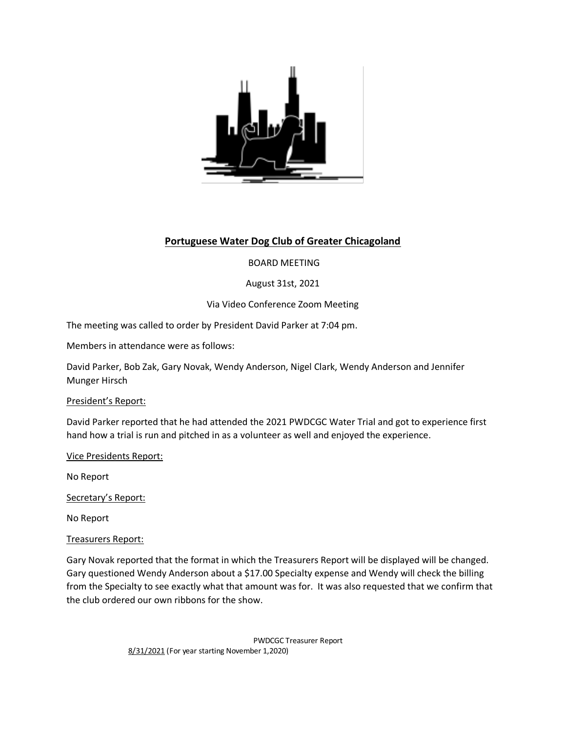## Portuguese Water Dog Club of Greater Chicagoland

BOARD MEETING

August 31st, 2021

Via Video Conference Zoom Meeting

The meeting was called to order by President David Parker at 7:04 pm.

Members in attendance were as follows:

David Parker, Bob Zak, Gary Novak, Wendy Anderson, Nigel Clark, Wendy Anderson and Jennifer Munger Hirsch

President's Report:

David Parker reported that he had attended the 2021 PWDCGC Water Trial and got to experience first hand how a trial is run and pitched in as a volunteer as well and enjoyed the experience.

Vice Presidents Report:

No Report

Secretary's Report:

No Report

Treasurers Report:

Gary Novak reported that the format in which the Treasurers Report will be displayed will be changed. Gary questioned Wendy Anderson about a $17.00 Specialty expense and Wendy will check the billing from the Specialty to see exactly what that amount was for. It was also requested that we confirm that the club ordered our own ribbons for the show.

PWDCGC Treasurer Report

8/31/2021 (For year starting November 1,2020)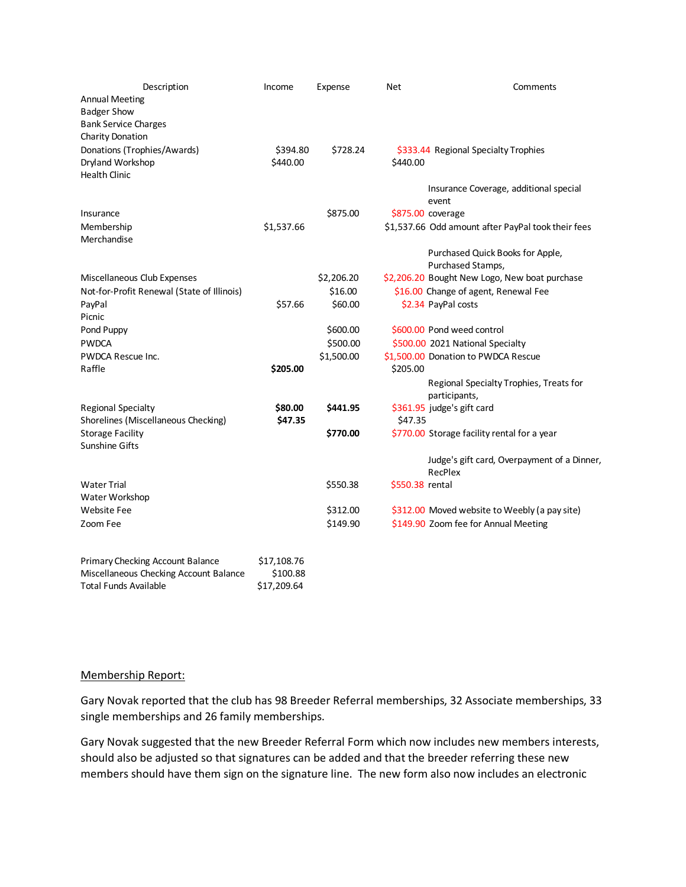| Description | Income | Expense | Net | Comments |
|---|---|---|---|---|
| Annual Meeting | | | | |
| Badger Show | | | | |
| Bank Service Charges | | | | |
| Charity Donation | | | | |
| Donations (Trophies/Awards) | $394.80 | $728.24 | $333.44 | Regional Specialty Trophies |
| Dryland Workshop | $440.00 | | $440.00 | |
| Health Clinic | | | | |
| Insurance | | $875.00 | $875.00 | Insurance Coverage, additional special event coverage |
| Membership | $1,537.66 | | $1,537.66 | Odd amount after PayPal took their fees |
| Merchandise | | | | |
| Miscellaneous Club Expenses | | $2,206.20 | $2,206.20 | Purchased Quick Books for Apple, Purchased Stamps, Bought New Logo, New boat purchase |
| Not-for-Profit Renewal (State of Illinois) | | $16.00 | $16.00 | Change of agent, Renewal Fee |
| PayPal | $57.66 | $60.00 | $2.34 | PayPal costs |
| Picnic | | | | |
| Pond Puppy | | $600.00 | $600.00 | Pond weed control |
| PWDCA | | $500.00 | $500.00 | 2021 National Specialty |
| PWDCA Rescue Inc. | | $1,500.00 | $1,500.00 | Donation to PWDCA Rescue |
| Raffle | **$205.00** | | $205.00 | |
| Regional Specialty | **$80.00** | **$441.95** | $361.95 | Regional Specialty Trophies, Treats for participants, judge's gift card |
| Shorelines (Miscellaneous Checking) | **$47.35** | | $47.35 | |
| Storage Facility | | **$770.00** | $770.00 | Storage facility rental for a year |
| Sunshine Gifts | | | | |
| Water Trial | | $550.38 | $550.38 | Judge's gift card, Overpayment of a Dinner, RecPlex rental |
| Water Workshop | | | | |
| Website Fee | | $312.00 | $312.00 | Moved website to Weebly (a pay site) |
| Zoom Fee | | $149.90 | $149.90 | Zoom fee for Annual Meeting |

| | |
|---|---|
| Primary Checking Account Balance | $17,108.76 |
| Miscellaneous Checking Account Balance | $100.88 |
| Total Funds Available | $17,209.64 |

<u>Membership Report:</u>

Gary Novak reported that the club has 98 Breeder Referral memberships, 32 Associate memberships, 33 single memberships and 26 family memberships.

Gary Novak suggested that the new Breeder Referral Form which now includes new members interests, should also be adjusted so that signatures can be added and that the breeder referring these new members should have them sign on the signature line. The new form also now includes an electronic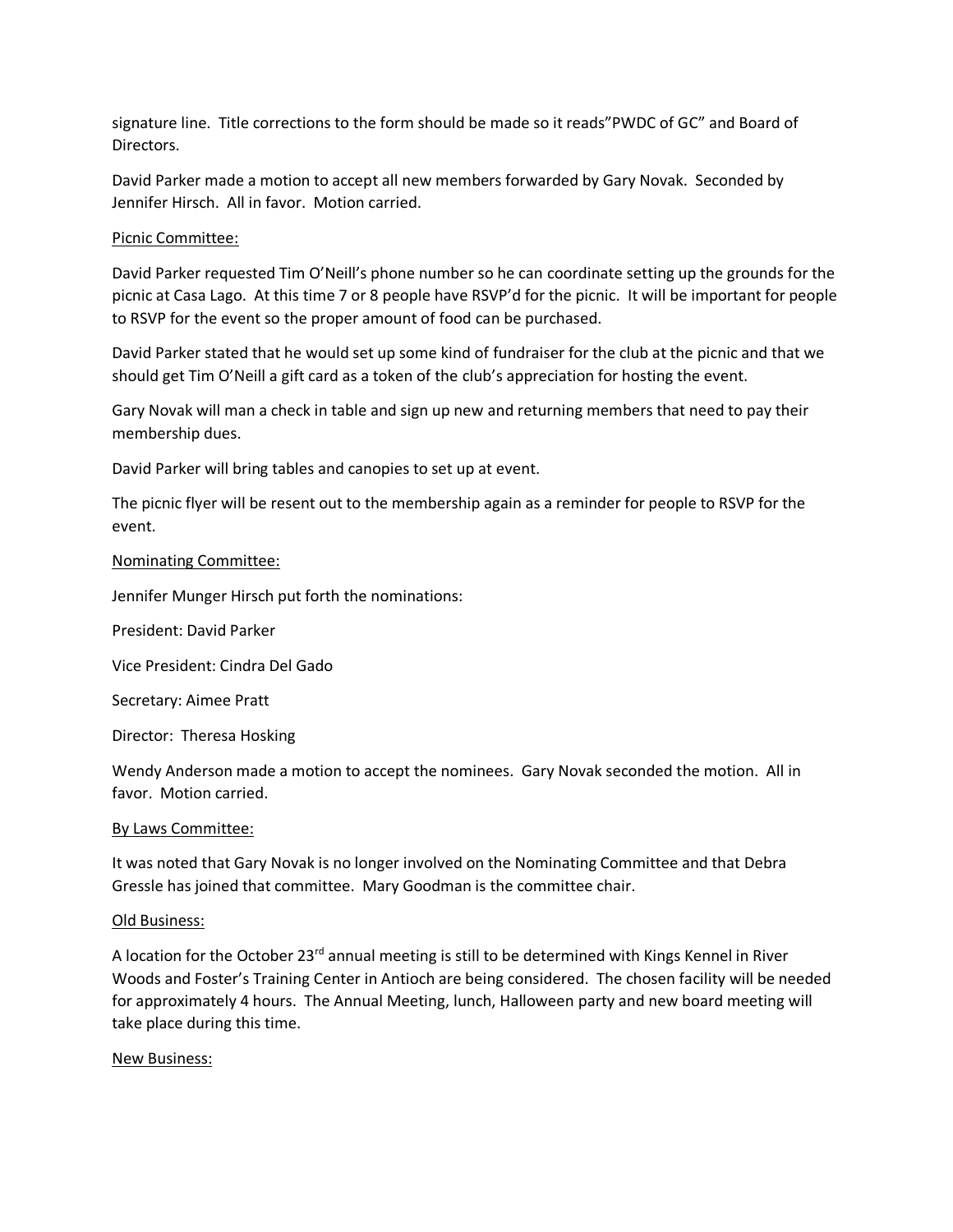signature line. Title corrections to the form should be made so it reads"PWDC of GC" and Board of Directors.

David Parker made a motion to accept all new members forwarded by Gary Novak. Seconded by Jennifer Hirsch. All in favor. Motion carried.

<u>Picnic Committee:</u>

David Parker requested Tim O'Neill's phone number so he can coordinate setting up the grounds for the picnic at Casa Lago. At this time 7 or 8 people have RSVP'd for the picnic. It will be important for people to RSVP for the event so the proper amount of food can be purchased.

David Parker stated that he would set up some kind of fundraiser for the club at the picnic and that we should get Tim O'Neill a gift card as a token of the club's appreciation for hosting the event.

Gary Novak will man a check in table and sign up new and returning members that need to pay their membership dues.

David Parker will bring tables and canopies to set up at event.

The picnic flyer will be resent out to the membership again as a reminder for people to RSVP for the event.

<u>Nominating Committee:</u>

Jennifer Munger Hirsch put forth the nominations:

President: David Parker

Vice President: Cindra Del Gado

Secretary: Aimee Pratt

Director: Theresa Hosking

Wendy Anderson made a motion to accept the nominees. Gary Novak seconded the motion. All in favor. Motion carried.

<u>By Laws Committee:</u>

It was noted that Gary Novak is no longer involved on the Nominating Committee and that Debra Gressle has joined that committee. Mary Goodman is the committee chair.

<u>Old Business:</u>

A location for the October 23rd annual meeting is still to be determined with Kings Kennel in River Woods and Foster's Training Center in Antioch are being considered. The chosen facility will be needed for approximately 4 hours. The Annual Meeting, lunch, Halloween party and new board meeting will take place during this time.

<u>New Business:</u>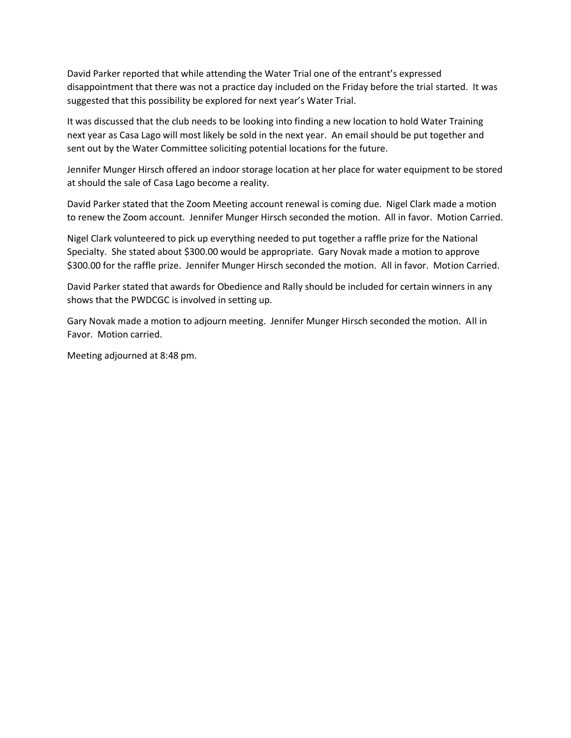David Parker reported that while attending the Water Trial one of the entrant's expressed disappointment that there was not a practice day included on the Friday before the trial started. It was suggested that this possibility be explored for next year's Water Trial.

It was discussed that the club needs to be looking into finding a new location to hold Water Training next year as Casa Lago will most likely be sold in the next year. An email should be put together and sent out by the Water Committee soliciting potential locations for the future.

Jennifer Munger Hirsch offered an indoor storage location at her place for water equipment to be stored at should the sale of Casa Lago become a reality.

David Parker stated that the Zoom Meeting account renewal is coming due. Nigel Clark made a motion to renew the Zoom account. Jennifer Munger Hirsch seconded the motion. All in favor. Motion Carried.

Nigel Clark volunteered to pick up everything needed to put together a raffle prize for the National Specialty. She stated about $300.00 would be appropriate. Gary Novak made a motion to approve $300.00 for the raffle prize. Jennifer Munger Hirsch seconded the motion. All in favor. Motion Carried.

David Parker stated that awards for Obedience and Rally should be included for certain winners in any shows that the PWDCGC is involved in setting up.

Gary Novak made a motion to adjourn meeting. Jennifer Munger Hirsch seconded the motion. All in Favor. Motion carried.

Meeting adjourned at 8:48 pm.